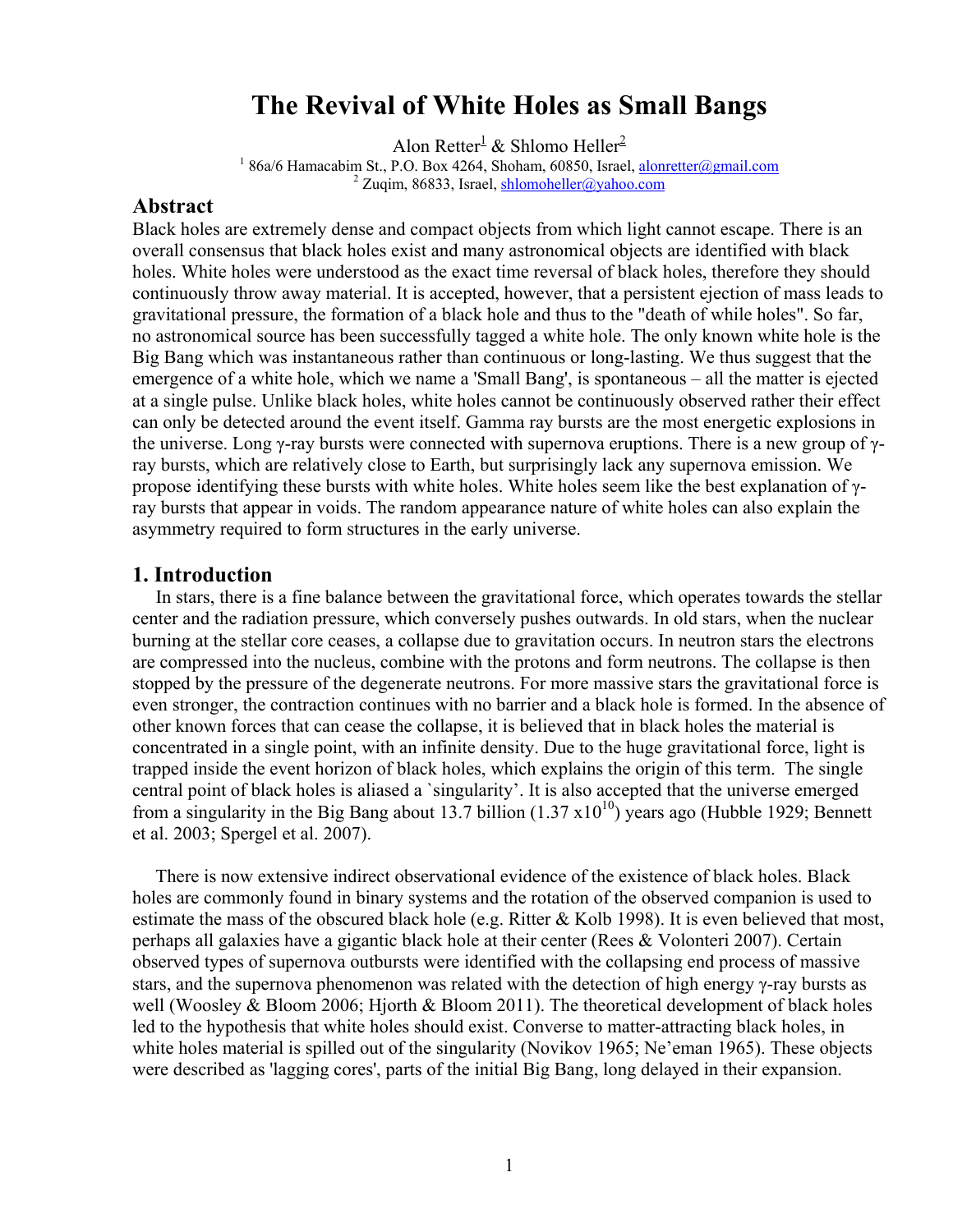# The Revival of White Holes as Small Bangs

Alon Retter[1] & Shlomo Heller[2]

[1] 86a/6 Hamacabim St., P.O. Box 4264, Shoham, 60850, Israel, alonretter@gmail.com

[2] Zuqim, 86833, Israel, shlomoheller@yahoo.com

## Abstract

Black holes are extremely dense and compact objects from which light cannot escape. There is an overall consensus that black holes exist and many astronomical objects are identified with black holes. White holes were understood as the exact time reversal of black holes, therefore they should continuously throw away material. It is accepted, however, that a persistent ejection of mass leads to gravitational pressure, the formation of a black hole and thus to the "death of while holes". So far, no astronomical source has been successfully tagged a white hole. The only known white hole is the Big Bang which was instantaneous rather than continuous or long-lasting. We thus suggest that the emergence of a white hole, which we name a 'Small Bang', is spontaneous – all the matter is ejected at a single pulse. Unlike black holes, white holes cannot be continuously observed rather their effect can only be detected around the event itself. Gamma ray bursts are the most energetic explosions in the universe. Long γ-ray bursts were connected with supernova eruptions. There is a new group of γ-ray bursts, which are relatively close to Earth, but surprisingly lack any supernova emission. We propose identifying these bursts with white holes. White holes seem like the best explanation of γ-ray bursts that appear in voids. The random appearance nature of white holes can also explain the asymmetry required to form structures in the early universe.

## 1. Introduction

In stars, there is a fine balance between the gravitational force, which operates towards the stellar center and the radiation pressure, which conversely pushes outwards. In old stars, when the nuclear burning at the stellar core ceases, a collapse due to gravitation occurs. In neutron stars the electrons are compressed into the nucleus, combine with the protons and form neutrons. The collapse is then stopped by the pressure of the degenerate neutrons. For more massive stars the gravitational force is even stronger, the contraction continues with no barrier and a black hole is formed. In the absence of other known forces that can cease the collapse, it is believed that in black holes the material is concentrated in a single point, with an infinite density. Due to the huge gravitational force, light is trapped inside the event horizon of black holes, which explains the origin of this term. The single central point of black holes is aliased a `singularity'. It is also accepted that the universe emerged from a singularity in the Big Bang about 13.7 billion ($1.37 \times 10^{10}$) years ago (Hubble 1929; Bennett et al. 2003; Spergel et al. 2007).

There is now extensive indirect observational evidence of the existence of black holes. Black holes are commonly found in binary systems and the rotation of the observed companion is used to estimate the mass of the obscured black hole (e.g. Ritter & Kolb 1998). It is even believed that most, perhaps all galaxies have a gigantic black hole at their center (Rees & Volonteri 2007). Certain observed types of supernova outbursts were identified with the collapsing end process of massive stars, and the supernova phenomenon was related with the detection of high energy γ-ray bursts as well (Woosley & Bloom 2006; Hjorth & Bloom 2011). The theoretical development of black holes led to the hypothesis that white holes should exist. Converse to matter-attracting black holes, in white holes material is spilled out of the singularity (Novikov 1965; Ne'eman 1965). These objects were described as 'lagging cores', parts of the initial Big Bang, long delayed in their expansion.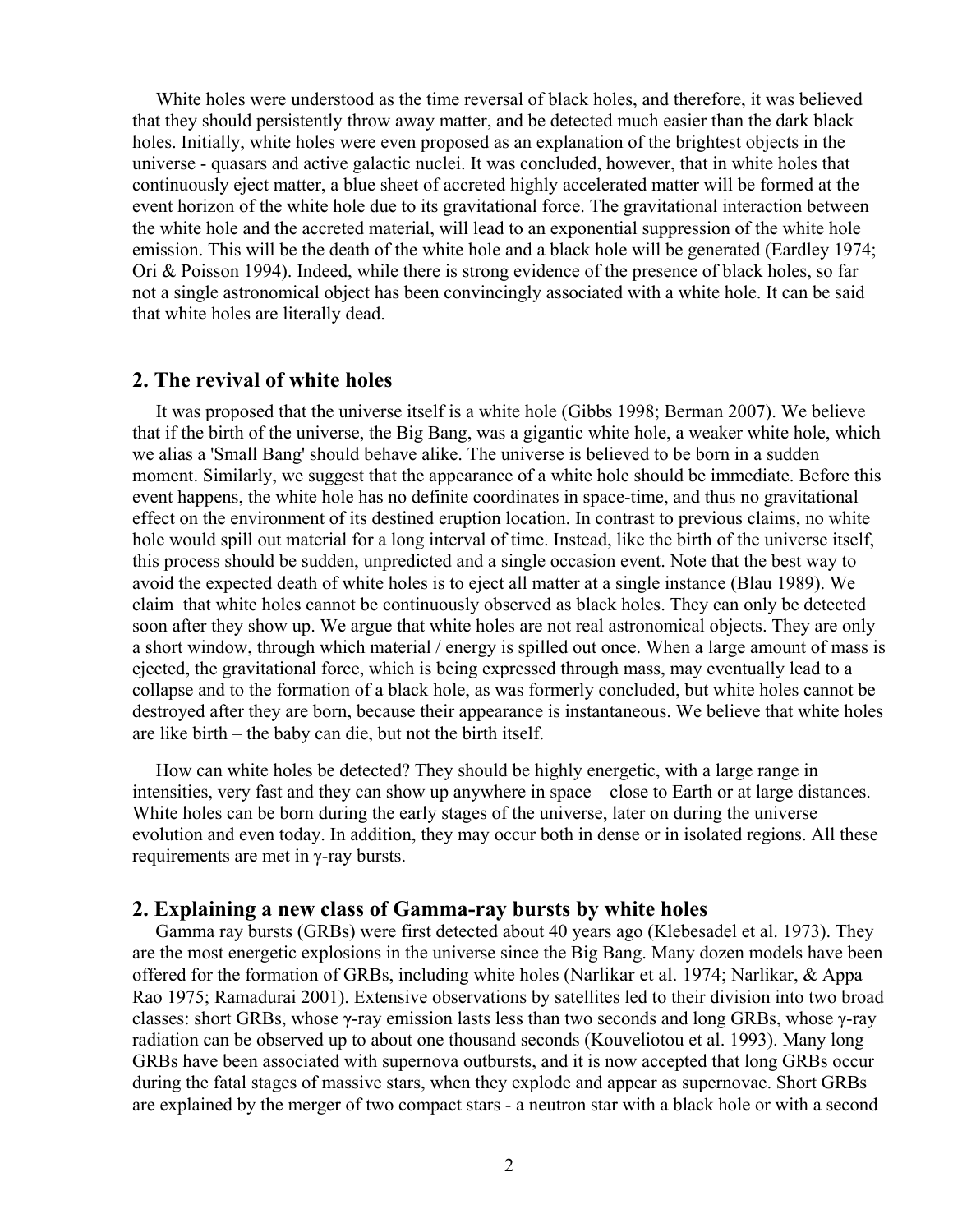White holes were understood as the time reversal of black holes, and therefore, it was believed that they should persistently throw away matter, and be detected much easier than the dark black holes. Initially, white holes were even proposed as an explanation of the brightest objects in the universe - quasars and active galactic nuclei. It was concluded, however, that in white holes that continuously eject matter, a blue sheet of accreted highly accelerated matter will be formed at the event horizon of the white hole due to its gravitational force. The gravitational interaction between the white hole and the accreted material, will lead to an exponential suppression of the white hole emission. This will be the death of the white hole and a black hole will be generated (Eardley 1974; Ori & Poisson 1994). Indeed, while there is strong evidence of the presence of black holes, so far not a single astronomical object has been convincingly associated with a white hole. It can be said that white holes are literally dead.

## 2. The revival of white holes

It was proposed that the universe itself is a white hole (Gibbs 1998; Berman 2007). We believe that if the birth of the universe, the Big Bang, was a gigantic white hole, a weaker white hole, which we alias a 'Small Bang' should behave alike. The universe is believed to be born in a sudden moment. Similarly, we suggest that the appearance of a white hole should be immediate. Before this event happens, the white hole has no definite coordinates in space-time, and thus no gravitational effect on the environment of its destined eruption location. In contrast to previous claims, no white hole would spill out material for a long interval of time. Instead, like the birth of the universe itself, this process should be sudden, unpredicted and a single occasion event. Note that the best way to avoid the expected death of white holes is to eject all matter at a single instance (Blau 1989). We claim that white holes cannot be continuously observed as black holes. They can only be detected soon after they show up. We argue that white holes are not real astronomical objects. They are only a short window, through which material / energy is spilled out once. When a large amount of mass is ejected, the gravitational force, which is being expressed through mass, may eventually lead to a collapse and to the formation of a black hole, as was formerly concluded, but white holes cannot be destroyed after they are born, because their appearance is instantaneous. We believe that white holes are like birth – the baby can die, but not the birth itself.

How can white holes be detected? They should be highly energetic, with a large range in intensities, very fast and they can show up anywhere in space – close to Earth or at large distances. White holes can be born during the early stages of the universe, later on during the universe evolution and even today. In addition, they may occur both in dense or in isolated regions. All these requirements are met in γ-ray bursts.

## 2. Explaining a new class of Gamma-ray bursts by white holes

Gamma ray bursts (GRBs) were first detected about 40 years ago (Klebesadel et al. 1973). They are the most energetic explosions in the universe since the Big Bang. Many dozen models have been offered for the formation of GRBs, including white holes (Narlikar et al. 1974; Narlikar, & Appa Rao 1975; Ramadurai 2001). Extensive observations by satellites led to their division into two broad classes: short GRBs, whose γ-ray emission lasts less than two seconds and long GRBs, whose γ-ray radiation can be observed up to about one thousand seconds (Kouveliotou et al. 1993). Many long GRBs have been associated with supernova outbursts, and it is now accepted that long GRBs occur during the fatal stages of massive stars, when they explode and appear as supernovae. Short GRBs are explained by the merger of two compact stars - a neutron star with a black hole or with a second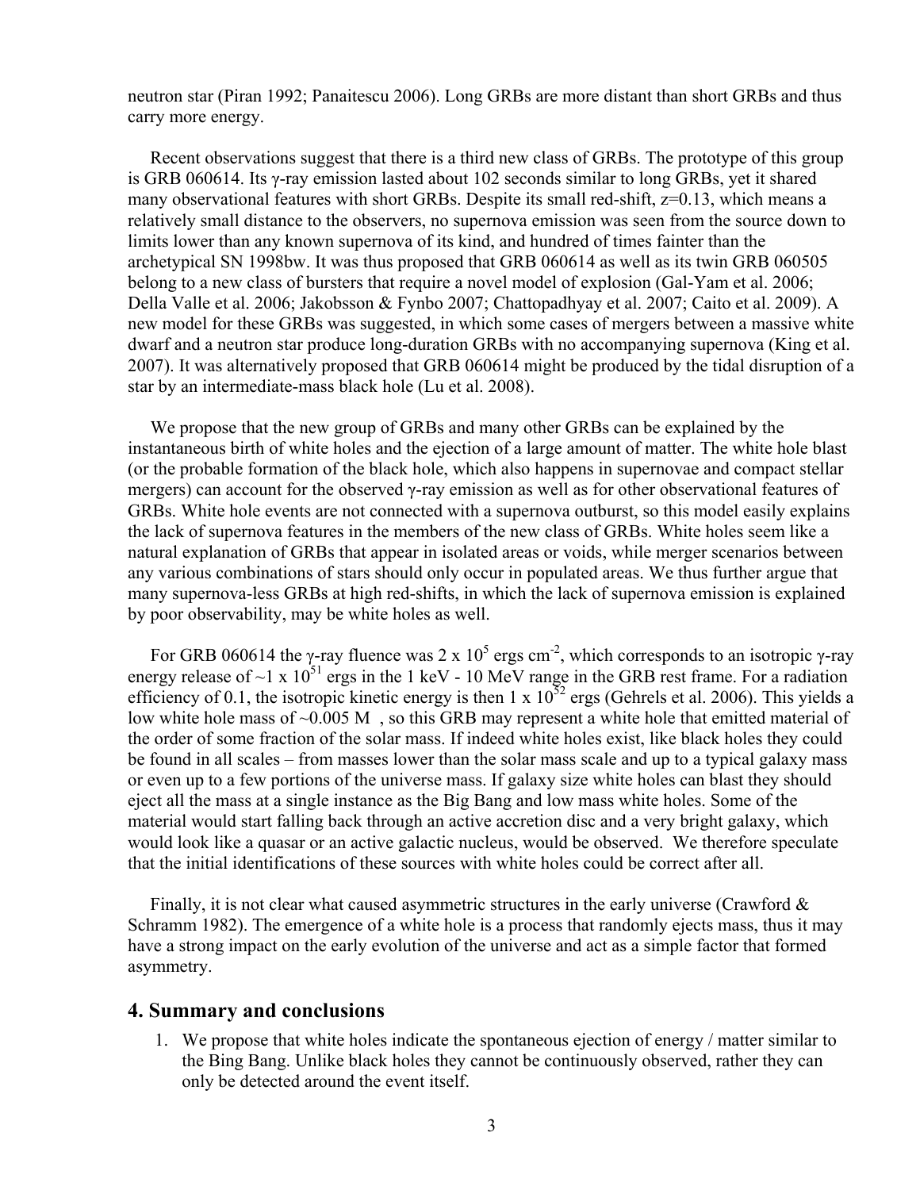neutron star (Piran 1992; Panaitescu 2006). Long GRBs are more distant than short GRBs and thus carry more energy.

Recent observations suggest that there is a third new class of GRBs. The prototype of this group is GRB 060614. Its γ-ray emission lasted about 102 seconds similar to long GRBs, yet it shared many observational features with short GRBs. Despite its small red-shift, z=0.13, which means a relatively small distance to the observers, no supernova emission was seen from the source down to limits lower than any known supernova of its kind, and hundred of times fainter than the archetypical SN 1998bw. It was thus proposed that GRB 060614 as well as its twin GRB 060505 belong to a new class of bursters that require a novel model of explosion (Gal-Yam et al. 2006; Della Valle et al. 2006; Jakobsson & Fynbo 2007; Chattopadhyay et al. 2007; Caito et al. 2009). A new model for these GRBs was suggested, in which some cases of mergers between a massive white dwarf and a neutron star produce long-duration GRBs with no accompanying supernova (King et al. 2007). It was alternatively proposed that GRB 060614 might be produced by the tidal disruption of a star by an intermediate-mass black hole (Lu et al. 2008).

We propose that the new group of GRBs and many other GRBs can be explained by the instantaneous birth of white holes and the ejection of a large amount of matter. The white hole blast (or the probable formation of the black hole, which also happens in supernovae and compact stellar mergers) can account for the observed γ-ray emission as well as for other observational features of GRBs. White hole events are not connected with a supernova outburst, so this model easily explains the lack of supernova features in the members of the new class of GRBs. White holes seem like a natural explanation of GRBs that appear in isolated areas or voids, while merger scenarios between any various combinations of stars should only occur in populated areas. We thus further argue that many supernova-less GRBs at high red-shifts, in which the lack of supernova emission is explained by poor observability, may be white holes as well.

For GRB 060614 the γ-ray fluence was $2 \times 10^5$ ergs cm$^{-2}$, which corresponds to an isotropic γ-ray energy release of $\sim 1 \times 10^{51}$ ergs in the 1 keV - 10 MeV range in the GRB rest frame. For a radiation efficiency of 0.1, the isotropic kinetic energy is then $1 \times 10^{52}$ ergs (Gehrels et al. 2006). This yields a low white hole mass of ~0.005 M , so this GRB may represent a white hole that emitted material of the order of some fraction of the solar mass. If indeed white holes exist, like black holes they could be found in all scales – from masses lower than the solar mass scale and up to a typical galaxy mass or even up to a few portions of the universe mass. If galaxy size white holes can blast they should eject all the mass at a single instance as the Big Bang and low mass white holes. Some of the material would start falling back through an active accretion disc and a very bright galaxy, which would look like a quasar or an active galactic nucleus, would be observed. We therefore speculate that the initial identifications of these sources with white holes could be correct after all.

Finally, it is not clear what caused asymmetric structures in the early universe (Crawford & Schramm 1982). The emergence of a white hole is a process that randomly ejects mass, thus it may have a strong impact on the early evolution of the universe and act as a simple factor that formed asymmetry.

## 4. Summary and conclusions

1. We propose that white holes indicate the spontaneous ejection of energy / matter similar to the Bing Bang. Unlike black holes they cannot be continuously observed, rather they can only be detected around the event itself.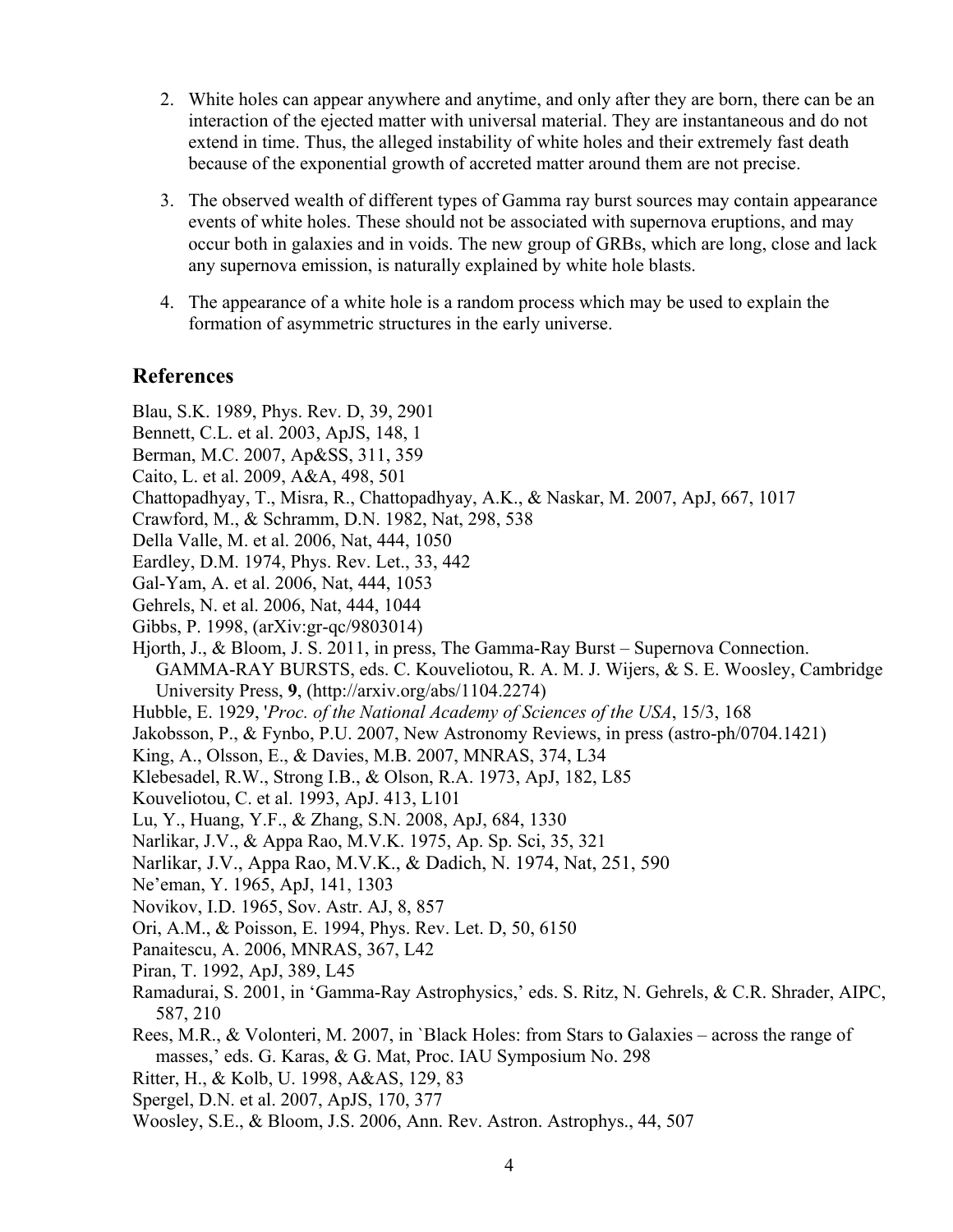2. White holes can appear anywhere and anytime, and only after they are born, there can be an interaction of the ejected matter with universal material. They are instantaneous and do not extend in time. Thus, the alleged instability of white holes and their extremely fast death because of the exponential growth of accreted matter around them are not precise.

3. The observed wealth of different types of Gamma ray burst sources may contain appearance events of white holes. These should not be associated with supernova eruptions, and may occur both in galaxies and in voids. The new group of GRBs, which are long, close and lack any supernova emission, is naturally explained by white hole blasts.

4. The appearance of a white hole is a random process which may be used to explain the formation of asymmetric structures in the early universe.

## References

Blau, S.K. 1989, Phys. Rev. D, 39, 2901

Bennett, C.L. et al. 2003, ApJS, 148, 1

Berman, M.C. 2007, Ap&SS, 311, 359

Caito, L. et al. 2009, A&A, 498, 501

Chattopadhyay, T., Misra, R., Chattopadhyay, A.K., & Naskar, M. 2007, ApJ, 667, 1017

Crawford, M., & Schramm, D.N. 1982, Nat, 298, 538

Della Valle, M. et al. 2006, Nat, 444, 1050

Eardley, D.M. 1974, Phys. Rev. Let., 33, 442

Gal-Yam, A. et al. 2006, Nat, 444, 1053

Gehrels, N. et al. 2006, Nat, 444, 1044

Gibbs, P. 1998, (arXiv:gr-qc/9803014)

Hjorth, J., & Bloom, J. S. 2011, in press, The Gamma-Ray Burst – Supernova Connection. GAMMA-RAY BURSTS, eds. C. Kouveliotou, R. A. M. J. Wijers, & S. E. Woosley, Cambridge University Press, **9**, (http://arxiv.org/abs/1104.2274)

Hubble, E. 1929, '*Proc. of the National Academy of Sciences of the USA*, 15/3, 168

Jakobsson, P., & Fynbo, P.U. 2007, New Astronomy Reviews, in press (astro-ph/0704.1421)

King, A., Olsson, E., & Davies, M.B. 2007, MNRAS, 374, L34

Klebesadel, R.W., Strong I.B., & Olson, R.A. 1973, ApJ, 182, L85

Kouveliotou, C. et al. 1993, ApJ. 413, L101

Lu, Y., Huang, Y.F., & Zhang, S.N. 2008, ApJ, 684, 1330

Narlikar, J.V., & Appa Rao, M.V.K. 1975, Ap. Sp. Sci, 35, 321

Narlikar, J.V., Appa Rao, M.V.K., & Dadich, N. 1974, Nat, 251, 590

Ne'eman, Y. 1965, ApJ, 141, 1303

Novikov, I.D. 1965, Sov. Astr. AJ, 8, 857

Ori, A.M., & Poisson, E. 1994, Phys. Rev. Let. D, 50, 6150

Panaitescu, A. 2006, MNRAS, 367, L42

Piran, T. 1992, ApJ, 389, L45

Ramadurai, S. 2001, in 'Gamma-Ray Astrophysics,' eds. S. Ritz, N. Gehrels, & C.R. Shrader, AIPC, 587, 210

Rees, M.R., & Volonteri, M. 2007, in `Black Holes: from Stars to Galaxies – across the range of masses,' eds. G. Karas, & G. Mat, Proc. IAU Symposium No. 298

Ritter, H., & Kolb, U. 1998, A&AS, 129, 83

Spergel, D.N. et al. 2007, ApJS, 170, 377

Woosley, S.E., & Bloom, J.S. 2006, Ann. Rev. Astron. Astrophys., 44, 507